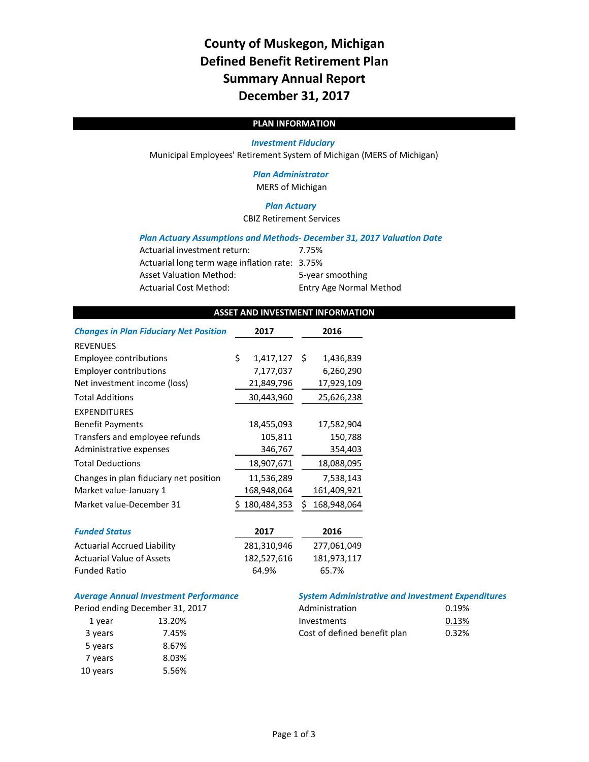# County of Muskegon, Michigan
# Defined Benefit Retirement Plan
# Summary Annual Report
# December 31, 2017

## PLAN INFORMATION

***Investment Fiduciary***

Municipal Employees' Retirement System of Michigan (MERS of Michigan)

***Plan Administrator***

MERS of Michigan

***Plan Actuary***

CBIZ Retirement Services

***Plan Actuary Assumptions and Methods- December 31, 2017 Valuation Date***

| | |
|---|---|
| Actuarial investment return: | 7.75% |
| Actuarial long term wage inflation rate: | 3.75% |
| Asset Valuation Method: | 5-year smoothing |
| Actuarial Cost Method: | Entry Age Normal Method |

## ASSET AND INVESTMENT INFORMATION

| ***Changes in Plan Fiduciary Net Position*** | 2017 | 2016 |
|---|---|---|
| REVENUES | | |
| Employee contributions | $ 1,417,127 | $ 1,436,839 |
| Employer contributions | 7,177,037 | 6,260,290 |
| Net investment income (loss) | 21,849,796 | 17,929,109 |
| Total Additions | 30,443,960 | 25,626,238 |
| EXPENDITURES | | |
| Benefit Payments | 18,455,093 | 17,582,904 |
| Transfers and employee refunds | 105,811 | 150,788 |
| Administrative expenses | 346,767 | 354,403 |
| Total Deductions | 18,907,671 | 18,088,095 |
| Changes in plan fiduciary net position | 11,536,289 | 7,538,143 |
| Market value-January 1 | 168,948,064 | 161,409,921 |
| Market value-December 31 | $ 180,484,353 | $ 168,948,064 |

| ***Funded Status*** | 2017 | 2016 |
|---|---|---|
| Actuarial Accrued Liability | 281,310,946 | 277,061,049 |
| Actuarial Value of Assets | 182,527,616 | 181,973,117 |
| Funded Ratio | 64.9% | 65.7% |

***Average Annual Investment Performance***

Period ending December 31, 2017

| Period | Return |
|---|---|
| 1 year | 13.20% |
| 3 years | 7.45% |
| 5 years | 8.67% |
| 7 years | 8.03% |
| 10 years | 5.56% |

***System Administrative and Investment Expenditures***

| | |
|---|---|
| Administration | 0.19% |
| Investments | 0.13% |
| Cost of defined benefit plan | 0.32% |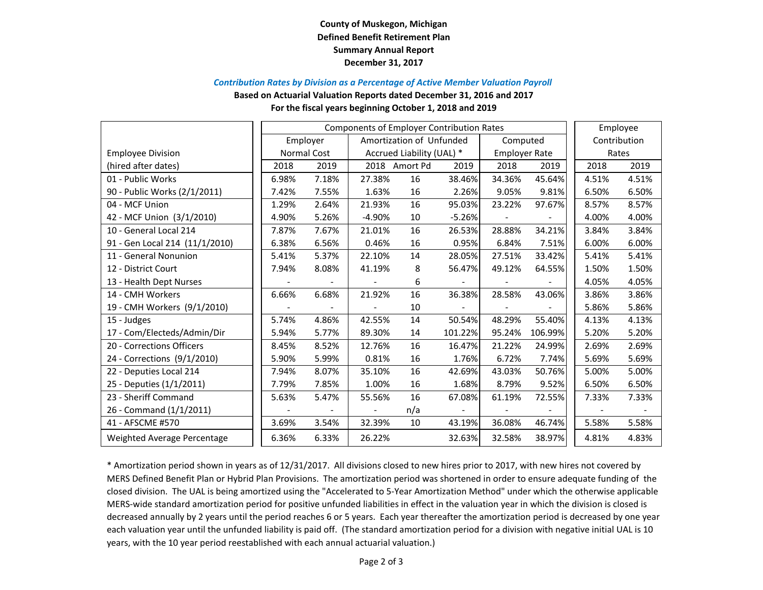**County of Muskegon, Michigan**
**Defined Benefit Retirement Plan**
**Summary Annual Report**
**December 31, 2017**

***Contribution Rates by Division as a Percentage of Active Member Valuation Payroll***

**Based on Actuarial Valuation Reports dated December 31, 2016 and 2017**
**For the fiscal years beginning October 1, 2018 and 2019**

| | Components of Employer Contribution Rates | | | | | | | Employee Contribution Rates | |
|---|---|---|---|---|---|---|---|---|---|
| Employee Division | Employer Normal Cost | | Amortization of Unfunded Accrued Liability (UAL) * | | | Computed Employer Rate | | | |
| (hired after dates) | 2018 | 2019 | 2018 | Amort Pd | 2019 | 2018 | 2019 | 2018 | 2019 |
| 01 - Public Works | 6.98% | 7.18% | 27.38% | 16 | 38.46% | 34.36% | 45.64% | 4.51% | 4.51% |
| 90 - Public Works (2/1/2011) | 7.42% | 7.55% | 1.63% | 16 | 2.26% | 9.05% | 9.81% | 6.50% | 6.50% |
| 04 - MCF Union | 1.29% | 2.64% | 21.93% | 16 | 95.03% | 23.22% | 97.67% | 8.57% | 8.57% |
| 42 - MCF Union (3/1/2010) | 4.90% | 5.26% | -4.90% | 10 | -5.26% | - | - | 4.00% | 4.00% |
| 10 - General Local 214 | 7.87% | 7.67% | 21.01% | 16 | 26.53% | 28.88% | 34.21% | 3.84% | 3.84% |
| 91 - Gen Local 214 (11/1/2010) | 6.38% | 6.56% | 0.46% | 16 | 0.95% | 6.84% | 7.51% | 6.00% | 6.00% |
| 11 - General Nonunion | 5.41% | 5.37% | 22.10% | 14 | 28.05% | 27.51% | 33.42% | 5.41% | 5.41% |
| 12 - District Court | 7.94% | 8.08% | 41.19% | 8 | 56.47% | 49.12% | 64.55% | 1.50% | 1.50% |
| 13 - Health Dept Nurses | - | - | - | 6 | - | - | - | 4.05% | 4.05% |
| 14 - CMH Workers | 6.66% | 6.68% | 21.92% | 16 | 36.38% | 28.58% | 43.06% | 3.86% | 3.86% |
| 19 - CMH Workers (9/1/2010) | - | - | - | 10 | - | - | - | 5.86% | 5.86% |
| 15 - Judges | 5.74% | 4.86% | 42.55% | 14 | 50.54% | 48.29% | 55.40% | 4.13% | 4.13% |
| 17 - Com/Electeds/Admin/Dir | 5.94% | 5.77% | 89.30% | 14 | 101.22% | 95.24% | 106.99% | 5.20% | 5.20% |
| 20 - Corrections Officers | 8.45% | 8.52% | 12.76% | 16 | 16.47% | 21.22% | 24.99% | 2.69% | 2.69% |
| 24 - Corrections (9/1/2010) | 5.90% | 5.99% | 0.81% | 16 | 1.76% | 6.72% | 7.74% | 5.69% | 5.69% |
| 22 - Deputies Local 214 | 7.94% | 8.07% | 35.10% | 16 | 42.69% | 43.03% | 50.76% | 5.00% | 5.00% |
| 25 - Deputies (1/1/2011) | 7.79% | 7.85% | 1.00% | 16 | 1.68% | 8.79% | 9.52% | 6.50% | 6.50% |
| 23 - Sheriff Command | 5.63% | 5.47% | 55.56% | 16 | 67.08% | 61.19% | 72.55% | 7.33% | 7.33% |
| 26 - Command (1/1/2011) | - | - | - | n/a | - | - | - | - | - |
| 41 - AFSCME #570 | 3.69% | 3.54% | 32.39% | 10 | 43.19% | 36.08% | 46.74% | 5.58% | 5.58% |
| Weighted Average Percentage | 6.36% | 6.33% | 26.22% | | 32.63% | 32.58% | 38.97% | 4.81% | 4.83% |

\* Amortization period shown in years as of 12/31/2017. All divisions closed to new hires prior to 2017, with new hires not covered by MERS Defined Benefit Plan or Hybrid Plan Provisions. The amortization period was shortened in order to ensure adequate funding of the closed division. The UAL is being amortized using the "Accelerated to 5-Year Amortization Method" under which the otherwise applicable MERS-wide standard amortization period for positive unfunded liabilities in effect in the valuation year in which the division is closed is decreased annually by 2 years until the period reaches 6 or 5 years. Each year thereafter the amortization period is decreased by one year each valuation year until the unfunded liability is paid off. (The standard amortization period for a division with negative initial UAL is 10 years, with the 10 year period reestablished with each annual actuarial valuation.)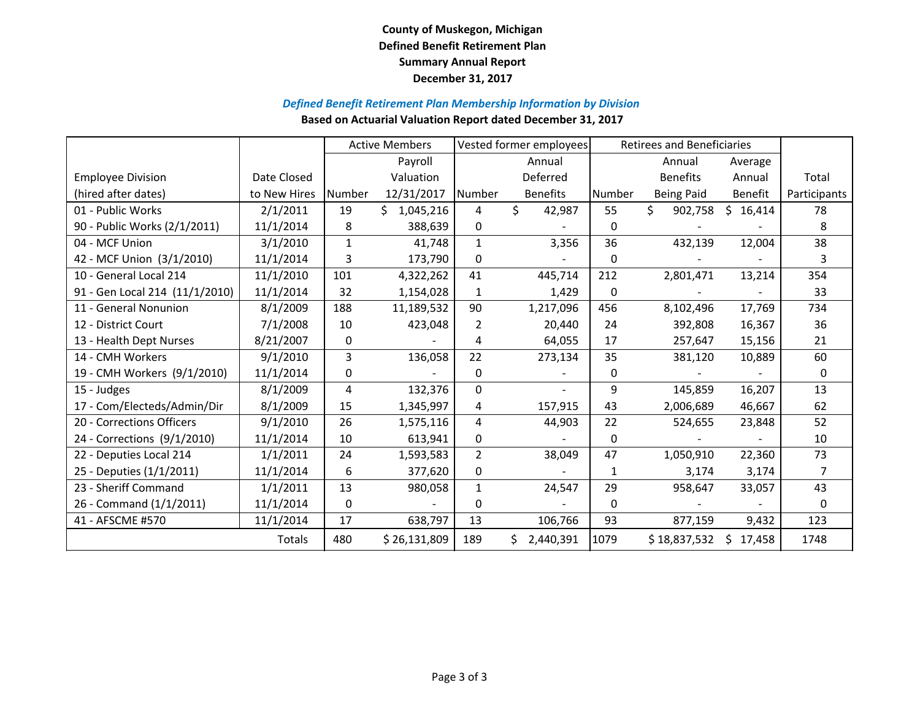**County of Muskegon, Michigan**
**Defined Benefit Retirement Plan**
**Summary Annual Report**
**December 31, 2017**

***Defined Benefit Retirement Plan Membership Information by Division***

**Based on Actuarial Valuation Report dated December 31, 2017**

| | | Active Members | | Vested former employees | | Retirees and Beneficiaries | | | |
|---|---|---|---|---|---|---|---|---|---|
| Employee Division (hired after dates) | Date Closed to New Hires | Number | Payroll Valuation 12/31/2017 | Number | Annual Deferred Benefits | Number | Annual Benefits Being Paid | Average Annual Benefit | Total Participants |
| 01 - Public Works | 2/1/2011 | 19 | $ 1,045,216 | 4 | $ 42,987 | 55 | $ 902,758 | $ 16,414 | 78 |
| 90 - Public Works (2/1/2011) | 11/1/2014 | 8 | 388,639 | 0 | - | 0 | - | - | 8 |
| 04 - MCF Union | 3/1/2010 | 1 | 41,748 | 1 | 3,356 | 36 | 432,139 | 12,004 | 38 |
| 42 - MCF Union (3/1/2010) | 11/1/2014 | 3 | 173,790 | 0 | - | 0 | - | - | 3 |
| 10 - General Local 214 | 11/1/2010 | 101 | 4,322,262 | 41 | 445,714 | 212 | 2,801,471 | 13,214 | 354 |
| 91 - Gen Local 214 (11/1/2010) | 11/1/2014 | 32 | 1,154,028 | 1 | 1,429 | 0 | - | - | 33 |
| 11 - General Nonunion | 8/1/2009 | 188 | 11,189,532 | 90 | 1,217,096 | 456 | 8,102,496 | 17,769 | 734 |
| 12 - District Court | 7/1/2008 | 10 | 423,048 | 2 | 20,440 | 24 | 392,808 | 16,367 | 36 |
| 13 - Health Dept Nurses | 8/21/2007 | 0 | - | 4 | 64,055 | 17 | 257,647 | 15,156 | 21 |
| 14 - CMH Workers | 9/1/2010 | 3 | 136,058 | 22 | 273,134 | 35 | 381,120 | 10,889 | 60 |
| 19 - CMH Workers (9/1/2010) | 11/1/2014 | 0 | - | 0 | - | 0 | - | - | 0 |
| 15 - Judges | 8/1/2009 | 4 | 132,376 | 0 | - | 9 | 145,859 | 16,207 | 13 |
| 17 - Com/Electeds/Admin/Dir | 8/1/2009 | 15 | 1,345,997 | 4 | 157,915 | 43 | 2,006,689 | 46,667 | 62 |
| 20 - Corrections Officers | 9/1/2010 | 26 | 1,575,116 | 4 | 44,903 | 22 | 524,655 | 23,848 | 52 |
| 24 - Corrections (9/1/2010) | 11/1/2014 | 10 | 613,941 | 0 | - | 0 | - | - | 10 |
| 22 - Deputies Local 214 | 1/1/2011 | 24 | 1,593,583 | 2 | 38,049 | 47 | 1,050,910 | 22,360 | 73 |
| 25 - Deputies (1/1/2011) | 11/1/2014 | 6 | 377,620 | 0 | - | 1 | 3,174 | 3,174 | 7 |
| 23 - Sheriff Command | 1/1/2011 | 13 | 980,058 | 1 | 24,547 | 29 | 958,647 | 33,057 | 43 |
| 26 - Command (1/1/2011) | 11/1/2014 | 0 | - | 0 | - | 0 | - | - | 0 |
| 41 - AFSCME #570 | 11/1/2014 | 17 | 638,797 | 13 | 106,766 | 93 | 877,159 | 9,432 | 123 |
| | Totals | 480 | $ 26,131,809 | 189 | $ 2,440,391 | 1079 | $ 18,837,532 | $ 17,458 | 1748 |